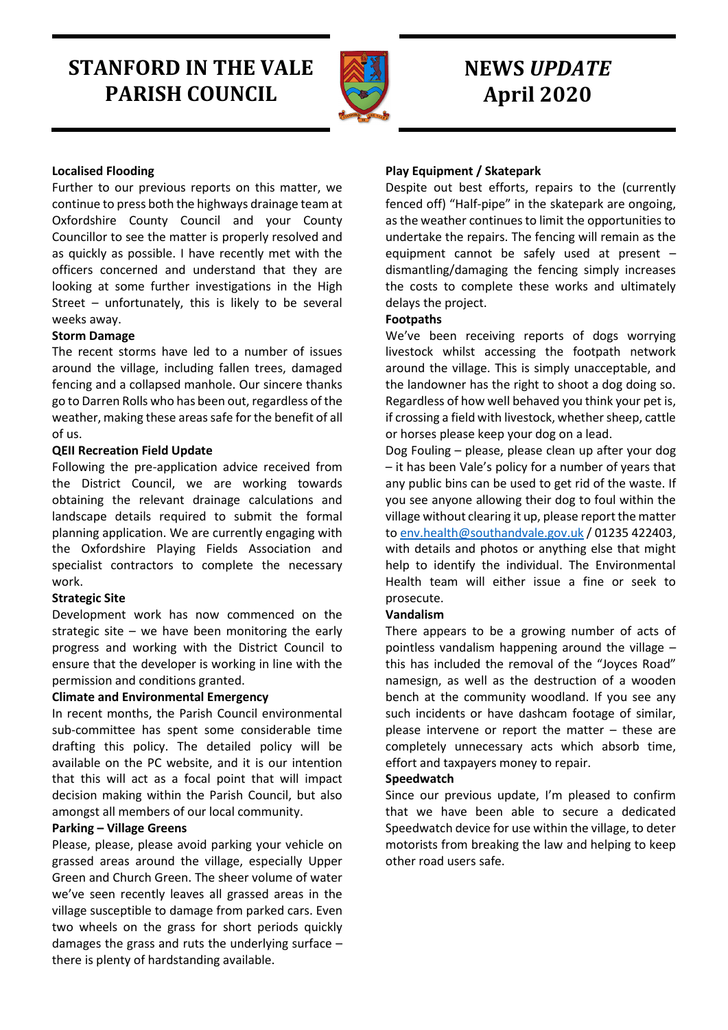# STANFORD IN THE VALE PARISH COUNCIL

# NEWS *UPDATE* April 2020

**Localised Flooding**

Further to our previous reports on this matter, we continue to press both the highways drainage team at Oxfordshire County Council and your County Councillor to see the matter is properly resolved and as quickly as possible. I have recently met with the officers concerned and understand that they are looking at some further investigations in the High Street – unfortunately, this is likely to be several weeks away.

**Storm Damage**

The recent storms have led to a number of issues around the village, including fallen trees, damaged fencing and a collapsed manhole. Our sincere thanks go to Darren Rolls who has been out, regardless of the weather, making these areas safe for the benefit of all of us.

**QEII Recreation Field Update**

Following the pre-application advice received from the District Council, we are working towards obtaining the relevant drainage calculations and landscape details required to submit the formal planning application. We are currently engaging with the Oxfordshire Playing Fields Association and specialist contractors to complete the necessary work.

**Strategic Site**

Development work has now commenced on the strategic site – we have been monitoring the early progress and working with the District Council to ensure that the developer is working in line with the permission and conditions granted.

**Climate and Environmental Emergency**

In recent months, the Parish Council environmental sub-committee has spent some considerable time drafting this policy. The detailed policy will be available on the PC website, and it is our intention that this will act as a focal point that will impact decision making within the Parish Council, but also amongst all members of our local community.

**Parking – Village Greens**

Please, please, please avoid parking your vehicle on grassed areas around the village, especially Upper Green and Church Green. The sheer volume of water we've seen recently leaves all grassed areas in the village susceptible to damage from parked cars. Even two wheels on the grass for short periods quickly damages the grass and ruts the underlying surface – there is plenty of hardstanding available.

**Play Equipment / Skatepark**

Despite out best efforts, repairs to the (currently fenced off) "Half-pipe" in the skatepark are ongoing, as the weather continues to limit the opportunities to undertake the repairs. The fencing will remain as the equipment cannot be safely used at present – dismantling/damaging the fencing simply increases the costs to complete these works and ultimately delays the project.

**Footpaths**

We've been receiving reports of dogs worrying livestock whilst accessing the footpath network around the village. This is simply unacceptable, and the landowner has the right to shoot a dog doing so. Regardless of how well behaved you think your pet is, if crossing a field with livestock, whether sheep, cattle or horses please keep your dog on a lead.

Dog Fouling – please, please clean up after your dog – it has been Vale's policy for a number of years that any public bins can be used to get rid of the waste. If you see anyone allowing their dog to foul within the village without clearing it up, please report the matter to env.health@southandvale.gov.uk / 01235 422403, with details and photos or anything else that might help to identify the individual. The Environmental Health team will either issue a fine or seek to prosecute.

**Vandalism**

There appears to be a growing number of acts of pointless vandalism happening around the village – this has included the removal of the "Joyces Road" namesign, as well as the destruction of a wooden bench at the community woodland. If you see any such incidents or have dashcam footage of similar, please intervene or report the matter – these are completely unnecessary acts which absorb time, effort and taxpayers money to repair.

**Speedwatch**

Since our previous update, I'm pleased to confirm that we have been able to secure a dedicated Speedwatch device for use within the village, to deter motorists from breaking the law and helping to keep other road users safe.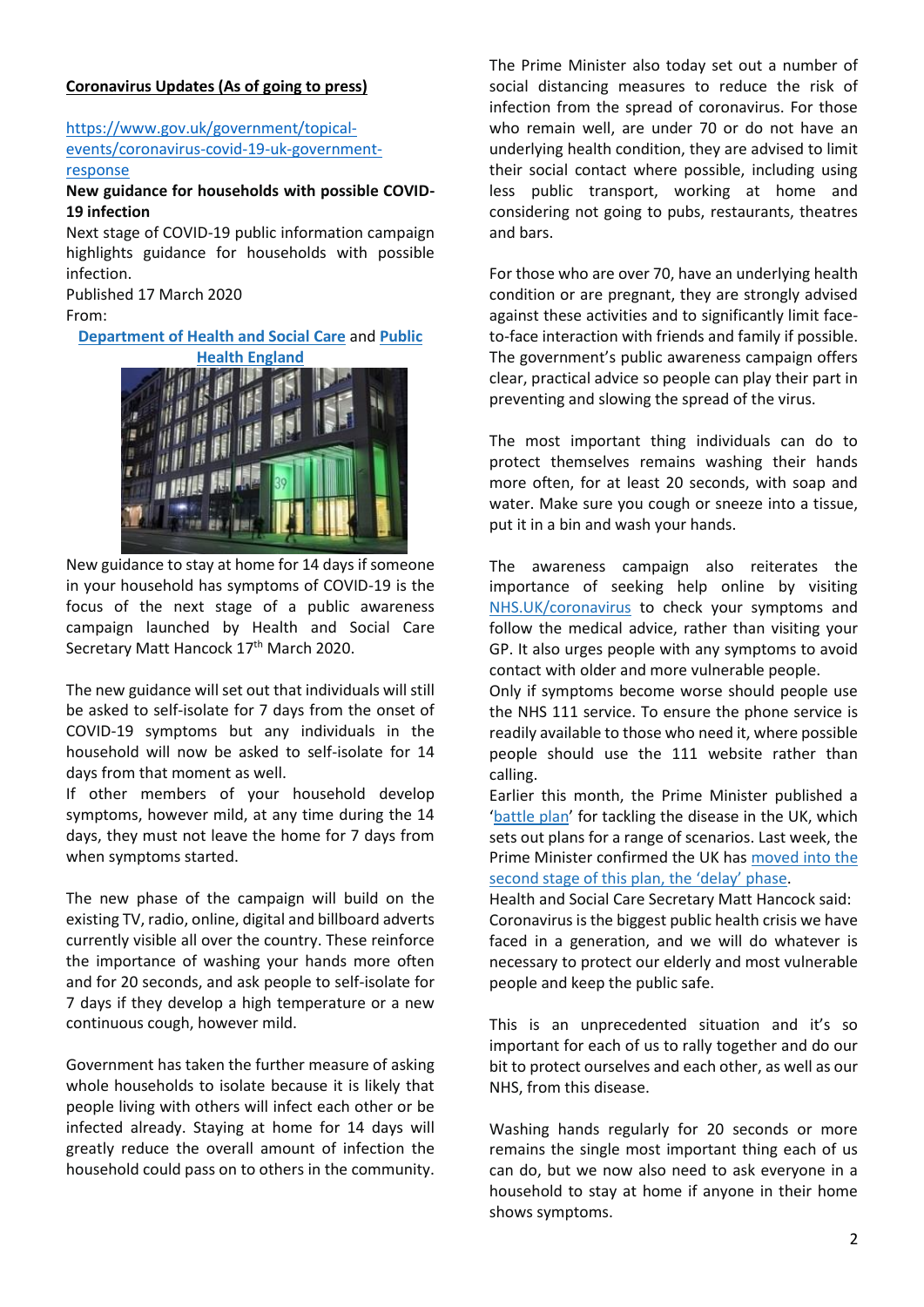**Coronavirus Updates (As of going to press)**

https://www.gov.uk/government/topical-events/coronavirus-covid-19-uk-government-response

**New guidance for households with possible COVID-19 infection**

Next stage of COVID-19 public information campaign highlights guidance for households with possible infection.

Published 17 March 2020

From:

**Department of Health and Social Care** and **Public Health England**

New guidance to stay at home for 14 days if someone in your household has symptoms of COVID-19 is the focus of the next stage of a public awareness campaign launched by Health and Social Care Secretary Matt Hancock 17th March 2020.

The new guidance will set out that individuals will still be asked to self-isolate for 7 days from the onset of COVID-19 symptoms but any individuals in the household will now be asked to self-isolate for 14 days from that moment as well.

If other members of your household develop symptoms, however mild, at any time during the 14 days, they must not leave the home for 7 days from when symptoms started.

The new phase of the campaign will build on the existing TV, radio, online, digital and billboard adverts currently visible all over the country. These reinforce the importance of washing your hands more often and for 20 seconds, and ask people to self-isolate for 7 days if they develop a high temperature or a new continuous cough, however mild.

Government has taken the further measure of asking whole households to isolate because it is likely that people living with others will infect each other or be infected already. Staying at home for 14 days will greatly reduce the overall amount of infection the household could pass on to others in the community.

The Prime Minister also today set out a number of social distancing measures to reduce the risk of infection from the spread of coronavirus. For those who remain well, are under 70 or do not have an underlying health condition, they are advised to limit their social contact where possible, including using less public transport, working at home and considering not going to pubs, restaurants, theatres and bars.

For those who are over 70, have an underlying health condition or are pregnant, they are strongly advised against these activities and to significantly limit face-to-face interaction with friends and family if possible. The government's public awareness campaign offers clear, practical advice so people can play their part in preventing and slowing the spread of the virus.

The most important thing individuals can do to protect themselves remains washing their hands more often, for at least 20 seconds, with soap and water. Make sure you cough or sneeze into a tissue, put it in a bin and wash your hands.

The awareness campaign also reiterates the importance of seeking help online by visiting NHS.UK/coronavirus to check your symptoms and follow the medical advice, rather than visiting your GP. It also urges people with any symptoms to avoid contact with older and more vulnerable people.

Only if symptoms become worse should people use the NHS 111 service. To ensure the phone service is readily available to those who need it, where possible people should use the 111 website rather than calling.

Earlier this month, the Prime Minister published a 'battle plan' for tackling the disease in the UK, which sets out plans for a range of scenarios. Last week, the Prime Minister confirmed the UK has moved into the second stage of this plan, the 'delay' phase.

Health and Social Care Secretary Matt Hancock said:

Coronavirus is the biggest public health crisis we have faced in a generation, and we will do whatever is necessary to protect our elderly and most vulnerable people and keep the public safe.

This is an unprecedented situation and it's so important for each of us to rally together and do our bit to protect ourselves and each other, as well as our NHS, from this disease.

Washing hands regularly for 20 seconds or more remains the single most important thing each of us can do, but we now also need to ask everyone in a household to stay at home if anyone in their home shows symptoms.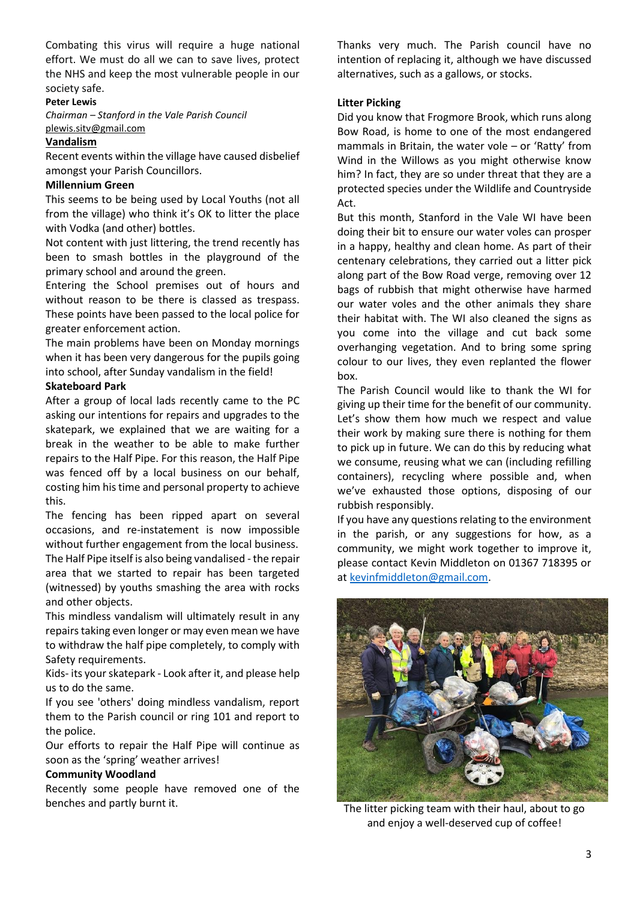Combating this virus will require a huge national effort. We must do all we can to save lives, protect the NHS and keep the most vulnerable people in our society safe.

**Peter Lewis**
*Chairman – Stanford in the Vale Parish Council*
plewis.sitv@gmail.com

## Vandalism

Recent events within the village have caused disbelief amongst your Parish Councillors.

**Millennium Green**

This seems to be being used by Local Youths (not all from the village) who think it's OK to litter the place with Vodka (and other) bottles.

Not content with just littering, the trend recently has been to smash bottles in the playground of the primary school and around the green.

Entering the School premises out of hours and without reason to be there is classed as trespass. These points have been passed to the local police for greater enforcement action.

The main problems have been on Monday mornings when it has been very dangerous for the pupils going into school, after Sunday vandalism in the field!

**Skateboard Park**

After a group of local lads recently came to the PC asking our intentions for repairs and upgrades to the skatepark, we explained that we are waiting for a break in the weather to be able to make further repairs to the Half Pipe. For this reason, the Half Pipe was fenced off by a local business on our behalf, costing him his time and personal property to achieve this.

The fencing has been ripped apart on several occasions, and re-instatement is now impossible without further engagement from the local business. The Half Pipe itself is also being vandalised - the repair area that we started to repair has been targeted (witnessed) by youths smashing the area with rocks and other objects.

This mindless vandalism will ultimately result in any repairs taking even longer or may even mean we have to withdraw the half pipe completely, to comply with Safety requirements.

Kids- its your skatepark - Look after it, and please help us to do the same.

If you see 'others' doing mindless vandalism, report them to the Parish council or ring 101 and report to the police.

Our efforts to repair the Half Pipe will continue as soon as the 'spring' weather arrives!

**Community Woodland**

Recently some people have removed one of the benches and partly burnt it.

Thanks very much. The Parish council have no intention of replacing it, although we have discussed alternatives, such as a gallows, or stocks.

**Litter Picking**

Did you know that Frogmore Brook, which runs along Bow Road, is home to one of the most endangered mammals in Britain, the water vole – or 'Ratty' from Wind in the Willows as you might otherwise know him? In fact, they are so under threat that they are a protected species under the Wildlife and Countryside Act.

But this month, Stanford in the Vale WI have been doing their bit to ensure our water voles can prosper in a happy, healthy and clean home. As part of their centenary celebrations, they carried out a litter pick along part of the Bow Road verge, removing over 12 bags of rubbish that might otherwise have harmed our water voles and the other animals they share their habitat with. The WI also cleaned the signs as you come into the village and cut back some overhanging vegetation. And to bring some spring colour to our lives, they even replanted the flower box.

The Parish Council would like to thank the WI for giving up their time for the benefit of our community. Let's show them how much we respect and value their work by making sure there is nothing for them to pick up in future. We can do this by reducing what we consume, reusing what we can (including refilling containers), recycling where possible and, when we've exhausted those options, disposing of our rubbish responsibly.

If you have any questions relating to the environment in the parish, or any suggestions for how, as a community, we might work together to improve it, please contact Kevin Middleton on 01367 718395 or at kevinfmiddleton@gmail.com.

The litter picking team with their haul, about to go and enjoy a well-deserved cup of coffee!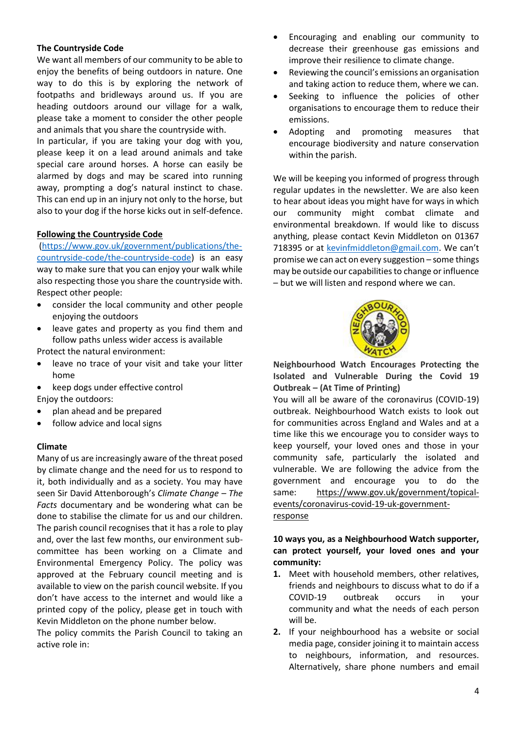**The Countryside Code**

We want all members of our community to be able to enjoy the benefits of being outdoors in nature. One way to do this is by exploring the network of footpaths and bridleways around us. If you are heading outdoors around our village for a walk, please take a moment to consider the other people and animals that you share the countryside with.

In particular, if you are taking your dog with you, please keep it on a lead around animals and take special care around horses. A horse can easily be alarmed by dogs and may be scared into running away, prompting a dog's natural instinct to chase. This can end up in an injury not only to the horse, but also to your dog if the horse kicks out in self-defence.

**Following the Countryside Code**

(https://www.gov.uk/government/publications/the-countryside-code/the-countryside-code) is an easy way to make sure that you can enjoy your walk while also respecting those you share the countryside with.

Respect other people:

- consider the local community and other people enjoying the outdoors
- leave gates and property as you find them and follow paths unless wider access is available

Protect the natural environment:

- leave no trace of your visit and take your litter home
- keep dogs under effective control

Enjoy the outdoors:

- plan ahead and be prepared
- follow advice and local signs

**Climate**

Many of us are increasingly aware of the threat posed by climate change and the need for us to respond to it, both individually and as a society. You may have seen Sir David Attenborough's *Climate Change – The Facts* documentary and be wondering what can be done to stabilise the climate for us and our children. The parish council recognises that it has a role to play and, over the last few months, our environment sub-committee has been working on a Climate and Environmental Emergency Policy. The policy was approved at the February council meeting and is available to view on the parish council website. If you don't have access to the internet and would like a printed copy of the policy, please get in touch with Kevin Middleton on the phone number below.

The policy commits the Parish Council to taking an active role in:

- Encouraging and enabling our community to decrease their greenhouse gas emissions and improve their resilience to climate change.
- Reviewing the council's emissions an organisation and taking action to reduce them, where we can.
- Seeking to influence the policies of other organisations to encourage them to reduce their emissions.
- Adopting and promoting measures that encourage biodiversity and nature conservation within the parish.

We will be keeping you informed of progress through regular updates in the newsletter. We are also keen to hear about ideas you might have for ways in which our community might combat climate and environmental breakdown. If would like to discuss anything, please contact Kevin Middleton on 01367 718395 or at kevinfmiddleton@gmail.com. We can't promise we can act on every suggestion – some things may be outside our capabilities to change or influence – but we will listen and respond where we can.

**Neighbourhood Watch Encourages Protecting the Isolated and Vulnerable During the Covid 19 Outbreak – (At Time of Printing)**

You will all be aware of the coronavirus (COVID-19) outbreak. Neighbourhood Watch exists to look out for communities across England and Wales and at a time like this we encourage you to consider ways to keep yourself, your loved ones and those in your community safe, particularly the isolated and vulnerable. We are following the advice from the government and encourage you to do the same: https://www.gov.uk/government/topical-events/coronavirus-covid-19-uk-government-response

**10 ways you, as a Neighbourhood Watch supporter, can protect yourself, your loved ones and your community:**

1. Meet with household members, other relatives, friends and neighbours to discuss what to do if a COVID-19 outbreak occurs in your community and what the needs of each person will be.
2. If your neighbourhood has a website or social media page, consider joining it to maintain access to neighbours, information, and resources. Alternatively, share phone numbers and email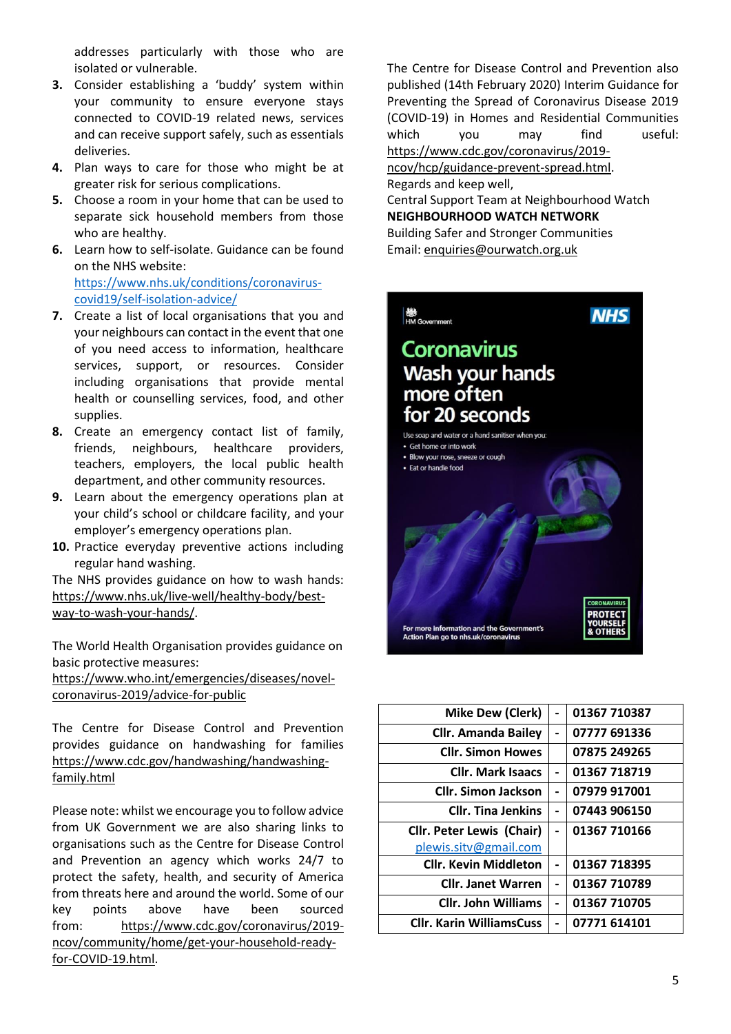addresses particularly with those who are isolated or vulnerable.

3. Consider establishing a 'buddy' system within your community to ensure everyone stays connected to COVID-19 related news, services and can receive support safely, such as essentials deliveries.
4. Plan ways to care for those who might be at greater risk for serious complications.
5. Choose a room in your home that can be used to separate sick household members from those who are healthy.
6. Learn how to self-isolate. Guidance can be found on the NHS website: https://www.nhs.uk/conditions/coronavirus-covid19/self-isolation-advice/
7. Create a list of local organisations that you and your neighbours can contact in the event that one of you need access to information, healthcare services, support, or resources. Consider including organisations that provide mental health or counselling services, food, and other supplies.
8. Create an emergency contact list of family, friends, neighbours, healthcare providers, teachers, employers, the local public health department, and other community resources.
9. Learn about the emergency operations plan at your child's school or childcare facility, and your employer's emergency operations plan.
10. Practice everyday preventive actions including regular hand washing.

The NHS provides guidance on how to wash hands: https://www.nhs.uk/live-well/healthy-body/best-way-to-wash-your-hands/.

The World Health Organisation provides guidance on basic protective measures: https://www.who.int/emergencies/diseases/novel-coronavirus-2019/advice-for-public

The Centre for Disease Control and Prevention provides guidance on handwashing for families https://www.cdc.gov/handwashing/handwashing-family.html

Please note: whilst we encourage you to follow advice from UK Government we are also sharing links to organisations such as the Centre for Disease Control and Prevention an agency which works 24/7 to protect the safety, health, and security of America from threats here and around the world. Some of our key points above have been sourced from: https://www.cdc.gov/coronavirus/2019-ncov/community/home/get-your-household-ready-for-COVID-19.html.

The Centre for Disease Control and Prevention also published (14th February 2020) Interim Guidance for Preventing the Spread of Coronavirus Disease 2019 (COVID-19) in Homes and Residential Communities which you may find useful: https://www.cdc.gov/coronavirus/2019-ncov/hcp/guidance-prevent-spread.html.

Regards and keep well,
Central Support Team at Neighbourhood Watch
**NEIGHBOURHOOD WATCH NETWORK**
Building Safer and Stronger Communities
Email: enquiries@ourwatch.org.uk

HM Government
NHS
**Coronavirus**
**Wash your hands more often for 20 seconds**
Use soap and water or a hand sanitiser when you:
- Get home or into work
- Blow your nose, sneeze or cough
- Eat or handle food

For more information and the Government's Action Plan go to nhs.uk/coronavirus
CORONAVIRUS
PROTECT YOURSELF & OTHERS

| | | |
|---|---|---|
| **Mike Dew (Clerk)** | - | **01367 710387** |
| **Cllr. Amanda Bailey** | - | **07777 691336** |
| **Cllr. Simon Howes** | | **07875 249265** |
| **Cllr. Mark Isaacs** | - | **01367 718719** |
| **Cllr. Simon Jackson** | - | **07979 917001** |
| **Cllr. Tina Jenkins** | - | **07443 906150** |
| **Cllr. Peter Lewis (Chair)** plewis.sitv@gmail.com | - | **01367 710166** |
| **Cllr. Kevin Middleton** | - | **01367 718395** |
| **Cllr. Janet Warren** | - | **01367 710789** |
| **Cllr. John Williams** | - | **01367 710705** |
| **Cllr. Karin WilliamsCuss** | - | **07771 614101** |